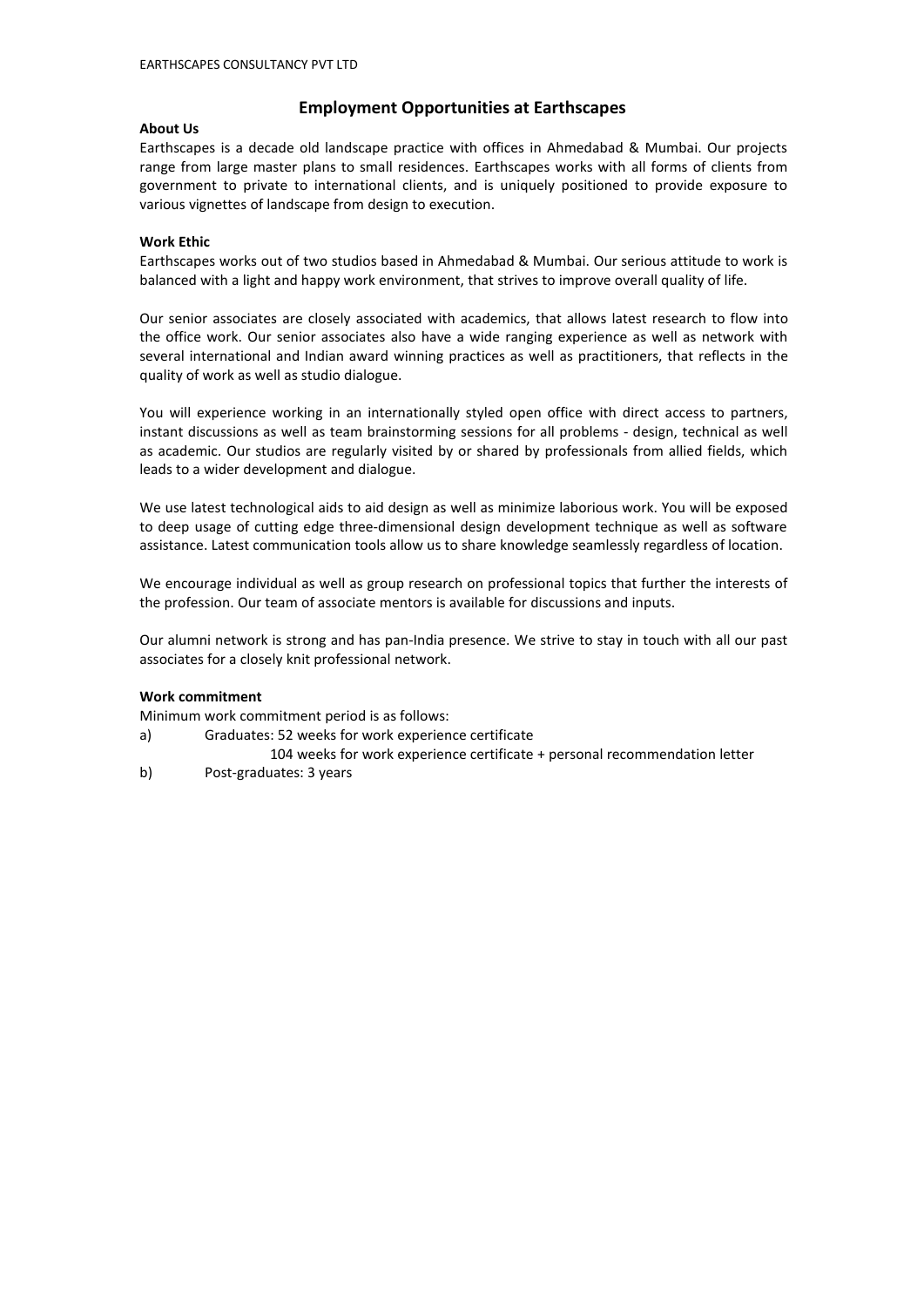# Employment Opportunities at Earthscapes

**About Us**

Earthscapes is a decade old landscape practice with offices in Ahmedabad & Mumbai. Our projects range from large master plans to small residences. Earthscapes works with all forms of clients from government to private to international clients, and is uniquely positioned to provide exposure to various vignettes of landscape from design to execution.

**Work Ethic**

Earthscapes works out of two studios based in Ahmedabad & Mumbai. Our serious attitude to work is balanced with a light and happy work environment, that strives to improve overall quality of life.

Our senior associates are closely associated with academics, that allows latest research to flow into the office work. Our senior associates also have a wide ranging experience as well as network with several international and Indian award winning practices as well as practitioners, that reflects in the quality of work as well as studio dialogue.

You will experience working in an internationally styled open office with direct access to partners, instant discussions as well as team brainstorming sessions for all problems - design, technical as well as academic. Our studios are regularly visited by or shared by professionals from allied fields, which leads to a wider development and dialogue.

We use latest technological aids to aid design as well as minimize laborious work. You will be exposed to deep usage of cutting edge three-dimensional design development technique as well as software assistance. Latest communication tools allow us to share knowledge seamlessly regardless of location.

We encourage individual as well as group research on professional topics that further the interests of the profession. Our team of associate mentors is available for discussions and inputs.

Our alumni network is strong and has pan-India presence. We strive to stay in touch with all our past associates for a closely knit professional network.

**Work commitment**

Minimum work commitment period is as follows:

a) Graduates: 52 weeks for work experience certificate
   104 weeks for work experience certificate + personal recommendation letter

b) Post-graduates: 3 years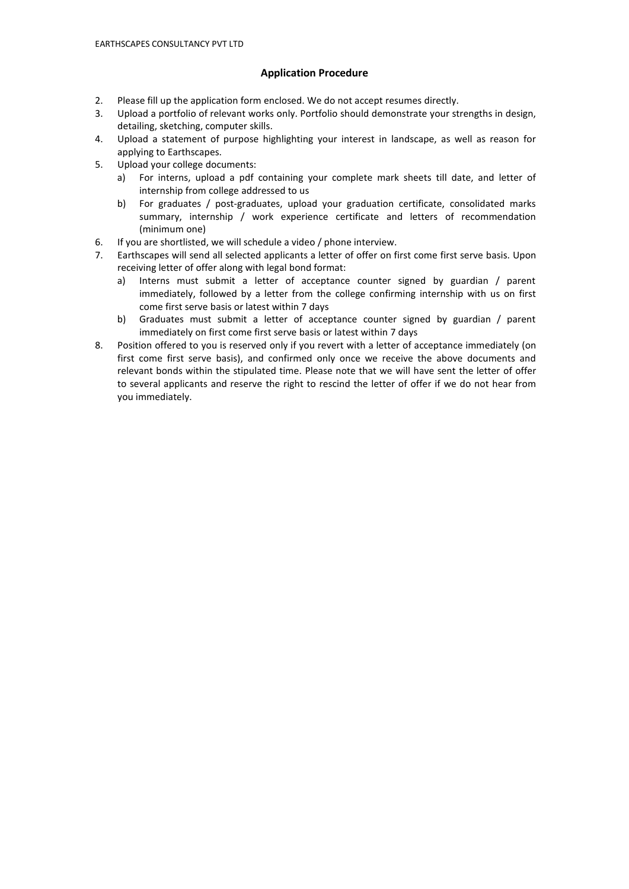## Application Procedure

2. Please fill up the application form enclosed. We do not accept resumes directly.
3. Upload a portfolio of relevant works only. Portfolio should demonstrate your strengths in design, detailing, sketching, computer skills.
4. Upload a statement of purpose highlighting your interest in landscape, as well as reason for applying to Earthscapes.
5. Upload your college documents:
   a) For interns, upload a pdf containing your complete mark sheets till date, and letter of internship from college addressed to us
   b) For graduates / post-graduates, upload your graduation certificate, consolidated marks summary, internship / work experience certificate and letters of recommendation (minimum one)
6. If you are shortlisted, we will schedule a video / phone interview.
7. Earthscapes will send all selected applicants a letter of offer on first come first serve basis. Upon receiving letter of offer along with legal bond format:
   a) Interns must submit a letter of acceptance counter signed by guardian / parent immediately, followed by a letter from the college confirming internship with us on first come first serve basis or latest within 7 days
   b) Graduates must submit a letter of acceptance counter signed by guardian / parent immediately on first come first serve basis or latest within 7 days
8. Position offered to you is reserved only if you revert with a letter of acceptance immediately (on first come first serve basis), and confirmed only once we receive the above documents and relevant bonds within the stipulated time. Please note that we will have sent the letter of offer to several applicants and reserve the right to rescind the letter of offer if we do not hear from you immediately.